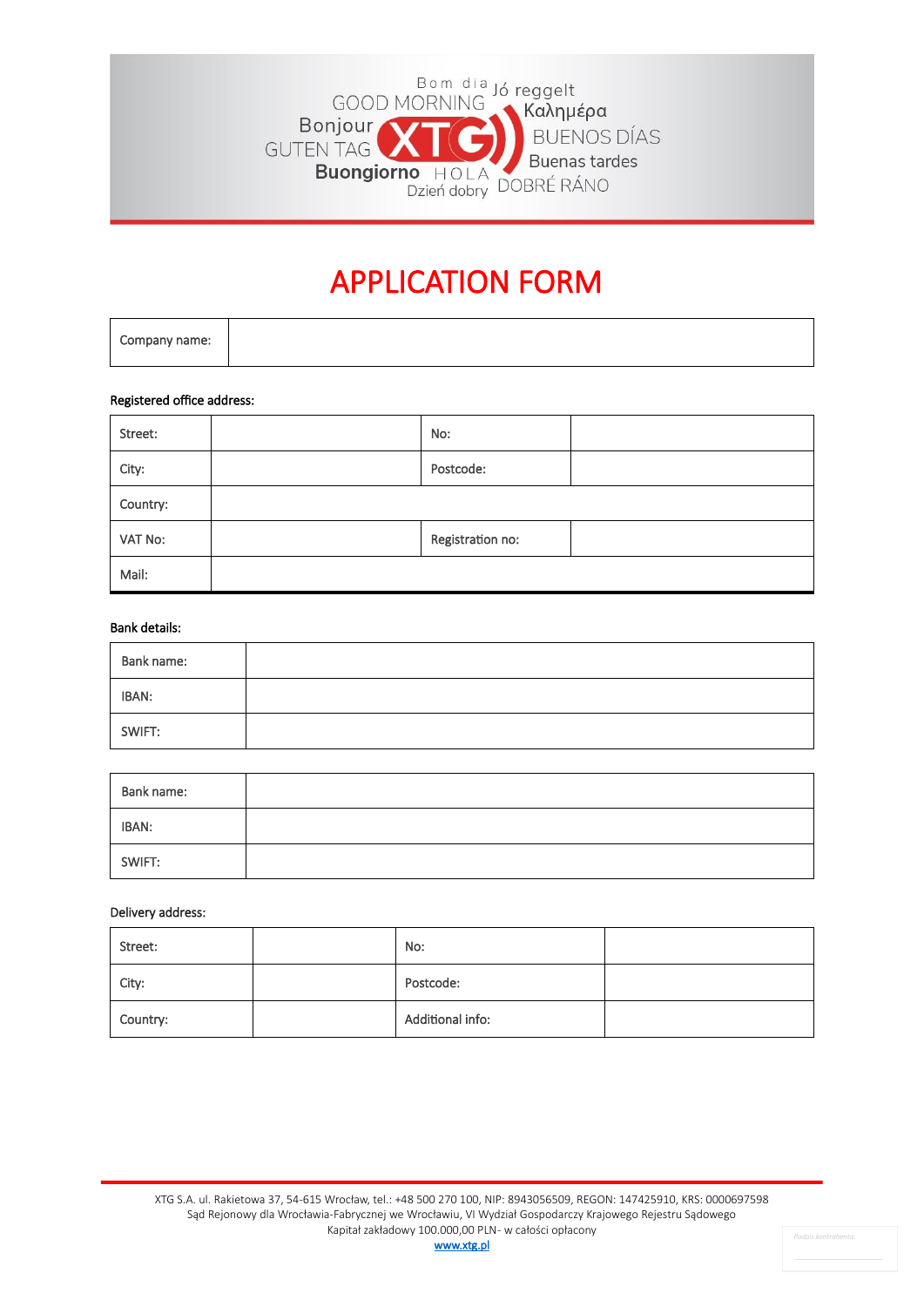# APPLICATION FORM

| Company name: | |
|---|---|

Registered office address:

| Street: | | No: | |
|---|---|---|---|
| City: | | Postcode: | |
| Country: | | | |
| VAT No: | | Registration no: | |
| Mail: | | | |

Bank details:

| Bank name: | |
|---|---|
| IBAN: | |
| SWIFT: | |

| Bank name: | |
|---|---|
| IBAN: | |
| SWIFT: | |

Delivery address:

| Street: | | No: | |
|---|---|---|---|
| City: | | Postcode: | |
| Country: | | Additional info: | |

XTG S.A. ul. Rakietowa 37, 54-615 Wrocław, tel.: +48 500 270 100, NIP: 8943056509, REGON: 147425910, KRS: 0000697598
Sąd Rejonowy dla Wrocławia-Fabrycznej we Wrocławiu, VI Wydział Gospodarczy Krajowego Rejestru Sądowego
Kapitał zakładowy 100.000,00 PLN- w całości opłacony
www.xtg.pl

Podpis kontrahenta: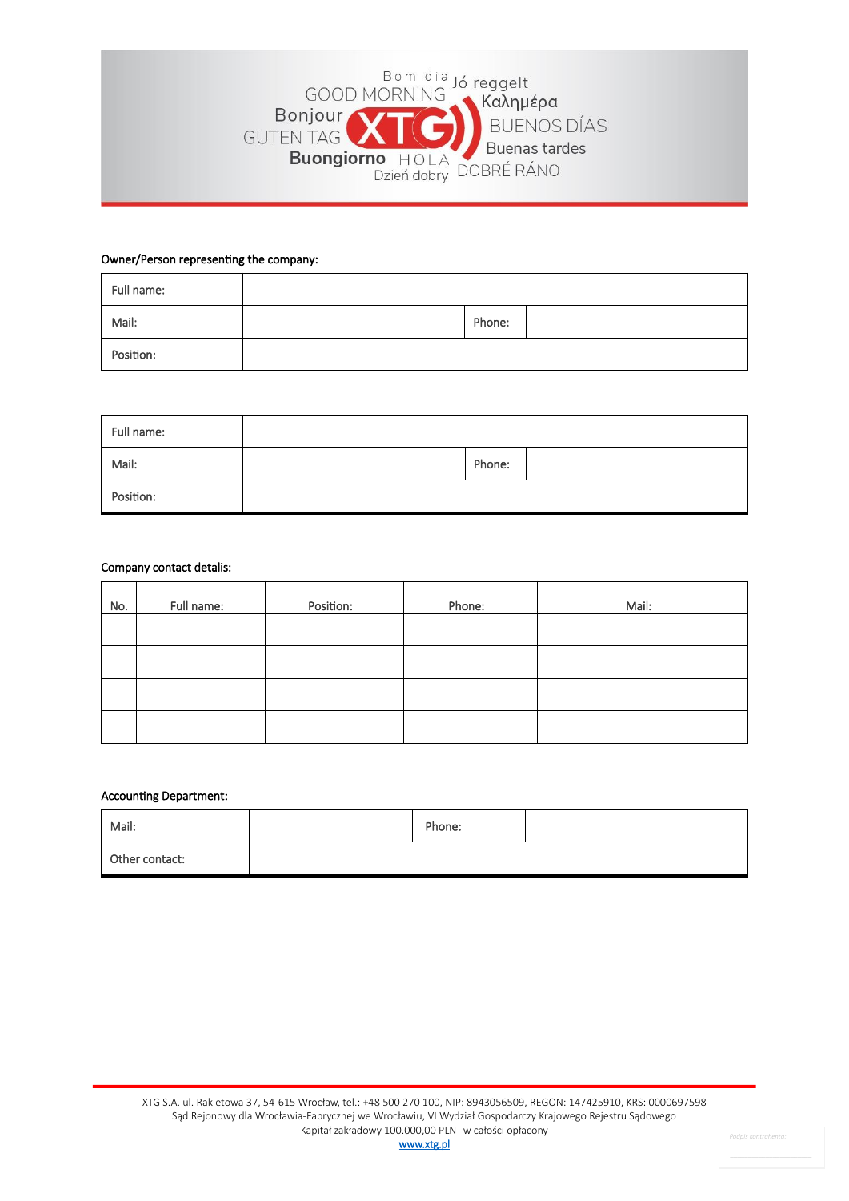Owner/Person representing the company:

| Full name: | | | |
|---|---|---|---|
| Mail: | | Phone: | |
| Position: | | | |

| Full name: | | | |
|---|---|---|---|
| Mail: | | Phone: | |
| Position: | | | |

Company contact detalis:

| No. | Full name: | Position: | Phone: | Mail: |
|---|---|---|---|---|
| | | | | |
| | | | | |
| | | | | |
| | | | | |

Accounting Department:

| Mail: | | Phone: | |
|---|---|---|---|
| Other contact: | | | |

XTG S.A. ul. Rakietowa 37, 54-615 Wrocław, tel.: +48 500 270 100, NIP: 8943056509, REGON: 147425910, KRS: 0000697598
Sąd Rejonowy dla Wrocławia-Fabrycznej we Wrocławiu, VI Wydział Gospodarczy Krajowego Rejestru Sądowego
Kapitał zakładowy 100.000,00 PLN- w całości opłacony
www.xtg.pl

Podpis kontrahenta: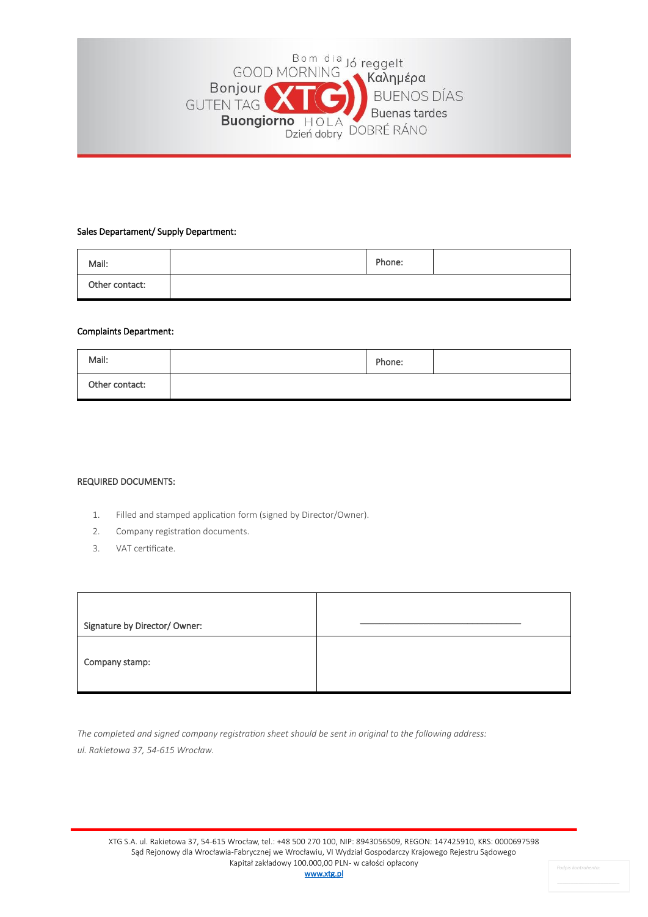**Sales Departament/ Supply Department:**

| Mail: | | Phone: | |
|---|---|---|---|
| Other contact: | | | |

**Complaints Department:**

| Mail: | | Phone: | |
|---|---|---|---|
| Other contact: | | | |

REQUIRED DOCUMENTS:

1. Filled and stamped application form (signed by Director/Owner).
2. Company registration documents.
3. VAT certificate.

| Signature by Director/ Owner: | ______________________________ |
|---|---|
| Company stamp: | |

*The completed and signed company registration sheet should be sent in original to the following address: ul. Rakietowa 37, 54-615 Wrocław.*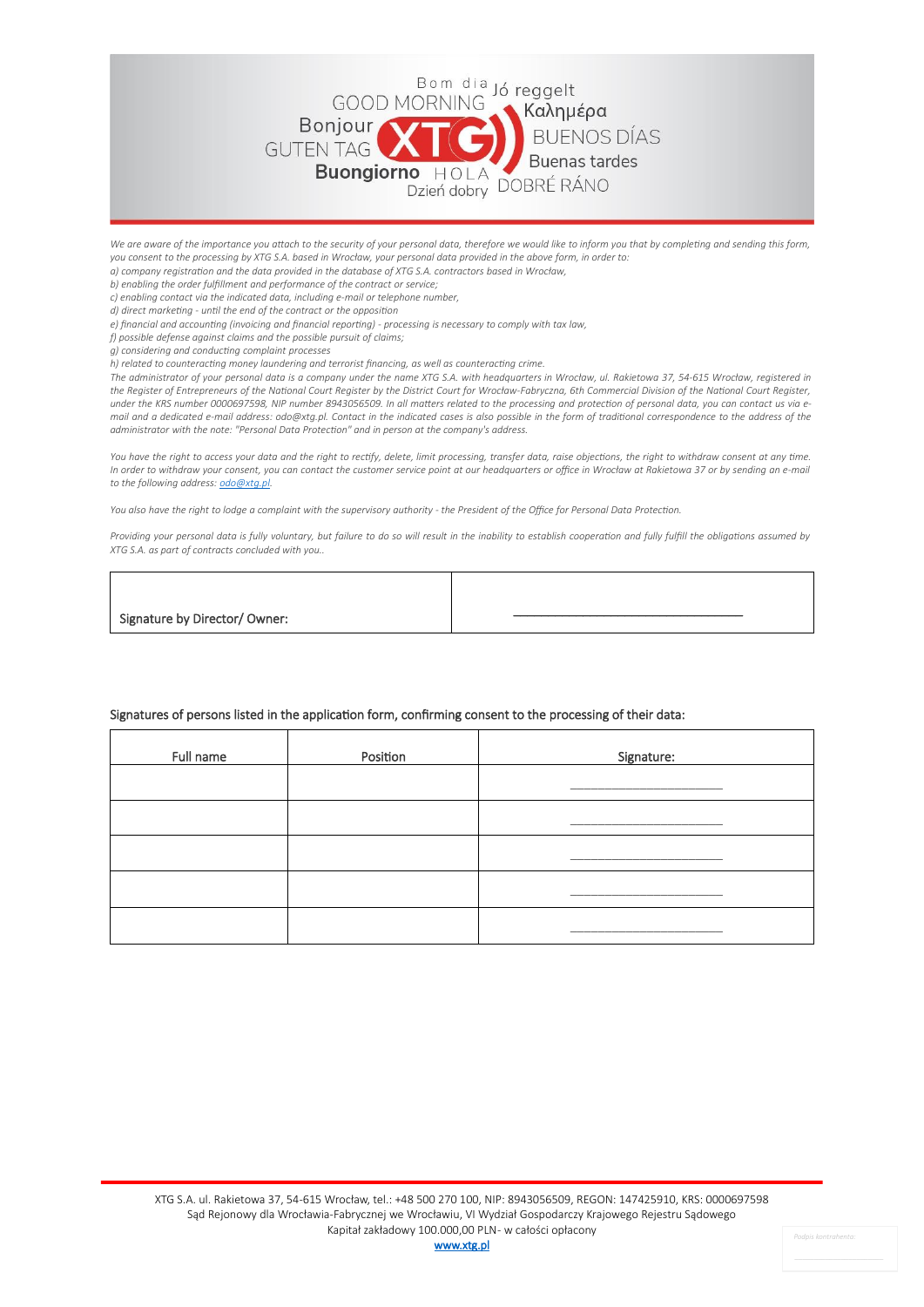*We are aware of the importance you attach to the security of your personal data, therefore we would like to inform you that by completing and sending this form, you consent to the processing by XTG S.A. based in Wrocław, your personal data provided in the above form, in order to:*
*a) company registration and the data provided in the database of XTG S.A. contractors based in Wrocław,*
*b) enabling the order fulfillment and performance of the contract or service;*
*c) enabling contact via the indicated data, including e-mail or telephone number,*
*d) direct marketing - until the end of the contract or the opposition*
*e) financial and accounting (invoicing and financial reporting) - processing is necessary to comply with tax law,*
*f) possible defense against claims and the possible pursuit of claims;*
*g) considering and conducting complaint processes*
*h) related to counteracting money laundering and terrorist financing, as well as counteracting crime.*
*The administrator of your personal data is a company under the name XTG S.A. with headquarters in Wrocław, ul. Rakietowa 37, 54-615 Wrocław, registered in the Register of Entrepreneurs of the National Court Register by the District Court for Wrocław-Fabryczna, 6th Commercial Division of the National Court Register, under the KRS number 0000697598, NIP number 8943056509. In all matters related to the processing and protection of personal data, you can contact us via e-mail and a dedicated e-mail address: odo@xtg.pl. Contact in the indicated cases is also possible in the form of traditional correspondence to the address of the administrator with the note: "Personal Data Protection" and in person at the company's address.*

*You have the right to access your data and the right to rectify, delete, limit processing, transfer data, raise objections, the right to withdraw consent at any time. In order to withdraw your consent, you can contact the customer service point at our headquarters or office in Wrocław at Rakietowa 37 or by sending an e-mail to the following address: odo@xtg.pl.*

*You also have the right to lodge a complaint with the supervisory authority - the President of the Office for Personal Data Protection.*

*Providing your personal data is fully voluntary, but failure to do so will result in the inability to establish cooperation and fully fulfill the obligations assumed by XTG S.A. as part of contracts concluded with you..*

| | |
|---|---|
| Signature by Director/ Owner: | ________________________________ |

Signatures of persons listed in the application form, confirming consent to the processing of their data:

| Full name | Position | Signature: |
|---|---|---|
| | | ______________________ |
| | | ______________________ |
| | | ______________________ |
| | | ______________________ |
| | | ______________________ |

XTG S.A. ul. Rakietowa 37, 54-615 Wrocław, tel.: +48 500 270 100, NIP: 8943056509, REGON: 147425910, KRS: 0000697598
Sąd Rejonowy dla Wrocławia-Fabrycznej we Wrocławiu, VI Wydział Gospodarczy Krajowego Rejestru Sądowego
Kapitał zakładowy 100.000,00 PLN- w całości opłacony
www.xtg.pl